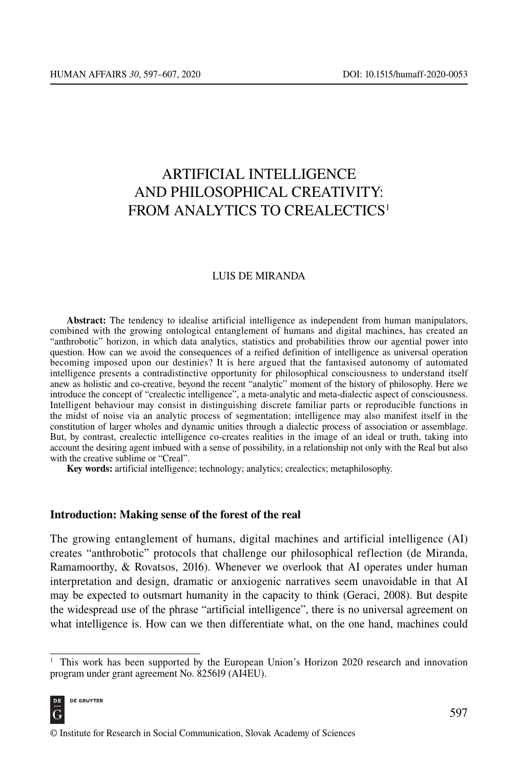# ARTIFICIAL INTELLIGENCE AND PHILOSOPHICAL CREATIVITY: FROM ANALYTICS TO CREALECTICS[1]

LUIS DE MIRANDA

**Abstract:** The tendency to idealise artificial intelligence as independent from human manipulators, combined with the growing ontological entanglement of humans and digital machines, has created an "anthrobotic" horizon, in which data analytics, statistics and probabilities throw our agential power into question. How can we avoid the consequences of a reified definition of intelligence as universal operation becoming imposed upon our destinies? It is here argued that the fantasised autonomy of automated intelligence presents a contradistinctive opportunity for philosophical consciousness to understand itself anew as holistic and co-creative, beyond the recent "analytic" moment of the history of philosophy. Here we introduce the concept of "crealectic intelligence", a meta-analytic and meta-dialectic aspect of consciousness. Intelligent behaviour may consist in distinguishing discrete familiar parts or reproducible functions in the midst of noise via an analytic process of segmentation; intelligence may also manifest itself in the constitution of larger wholes and dynamic unities through a dialectic process of association or assemblage. But, by contrast, crealectic intelligence co-creates realities in the image of an ideal or truth, taking into account the desiring agent imbued with a sense of possibility, in a relationship not only with the Real but also with the creative sublime or "Creal".

**Key words:** artificial intelligence; technology; analytics; crealectics; metaphilosophy.

## Introduction: Making sense of the forest of the real

The growing entanglement of humans, digital machines and artificial intelligence (AI) creates "anthrobotic" protocols that challenge our philosophical reflection (de Miranda, Ramamoorthy, & Rovatsos, 2016). Whenever we overlook that AI operates under human interpretation and design, dramatic or anxiogenic narratives seem unavoidable in that AI may be expected to outsmart humanity in the capacity to think (Geraci, 2008). But despite the widespread use of the phrase "artificial intelligence", there is no universal agreement on what intelligence is. How can we then differentiate what, on the one hand, machines could

[1] This work has been supported by the European Union's Horizon 2020 research and innovation program under grant agreement No. 825619 (AI4EU).

© Institute for Research in Social Communication, Slovak Academy of Sciences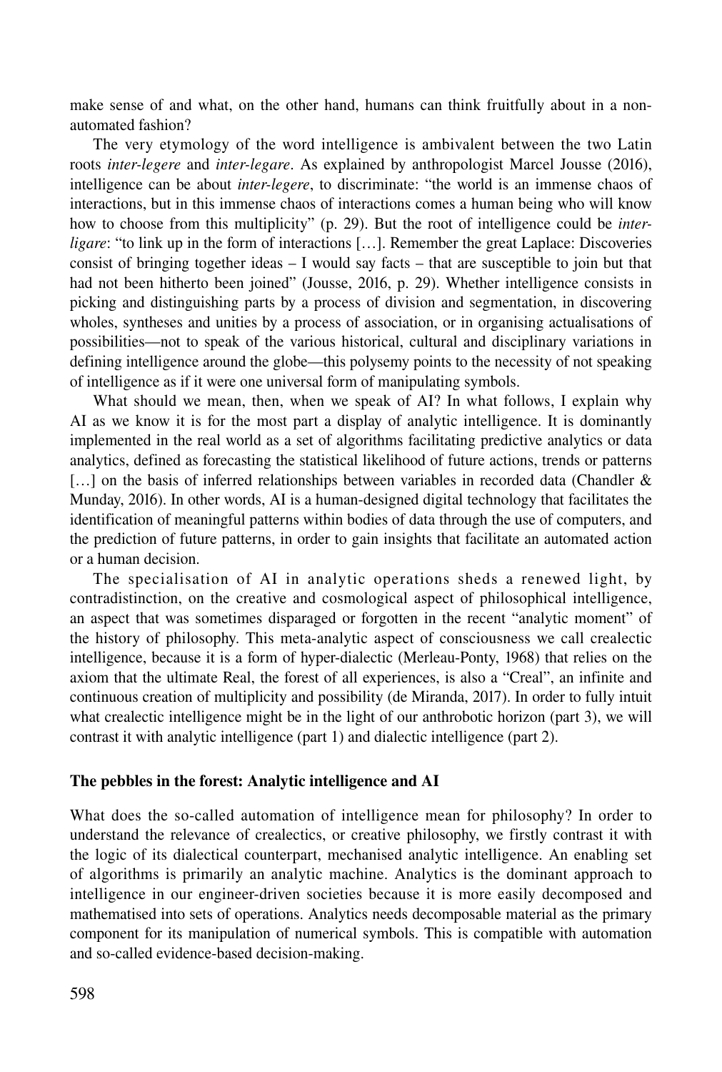make sense of and what, on the other hand, humans can think fruitfully about in a non-automated fashion?

The very etymology of the word intelligence is ambivalent between the two Latin roots *inter-legere* and *inter-legare*. As explained by anthropologist Marcel Jousse (2016), intelligence can be about *inter-legere*, to discriminate: "the world is an immense chaos of interactions, but in this immense chaos of interactions comes a human being who will know how to choose from this multiplicity" (p. 29). But the root of intelligence could be *inter-ligare*: "to link up in the form of interactions […]. Remember the great Laplace: Discoveries consist of bringing together ideas – I would say facts – that are susceptible to join but that had not been hitherto been joined" (Jousse, 2016, p. 29). Whether intelligence consists in picking and distinguishing parts by a process of division and segmentation, in discovering wholes, syntheses and unities by a process of association, or in organising actualisations of possibilities—not to speak of the various historical, cultural and disciplinary variations in defining intelligence around the globe—this polysemy points to the necessity of not speaking of intelligence as if it were one universal form of manipulating symbols.

What should we mean, then, when we speak of AI? In what follows, I explain why AI as we know it is for the most part a display of analytic intelligence. It is dominantly implemented in the real world as a set of algorithms facilitating predictive analytics or data analytics, defined as forecasting the statistical likelihood of future actions, trends or patterns […] on the basis of inferred relationships between variables in recorded data (Chandler & Munday, 2016). In other words, AI is a human-designed digital technology that facilitates the identification of meaningful patterns within bodies of data through the use of computers, and the prediction of future patterns, in order to gain insights that facilitate an automated action or a human decision.

The specialisation of AI in analytic operations sheds a renewed light, by contradistinction, on the creative and cosmological aspect of philosophical intelligence, an aspect that was sometimes disparaged or forgotten in the recent "analytic moment" of the history of philosophy. This meta-analytic aspect of consciousness we call crealectic intelligence, because it is a form of hyper-dialectic (Merleau-Ponty, 1968) that relies on the axiom that the ultimate Real, the forest of all experiences, is also a "Creal", an infinite and continuous creation of multiplicity and possibility (de Miranda, 2017). In order to fully intuit what crealectic intelligence might be in the light of our anthrobotic horizon (part 3), we will contrast it with analytic intelligence (part 1) and dialectic intelligence (part 2).

## The pebbles in the forest: Analytic intelligence and AI

What does the so-called automation of intelligence mean for philosophy? In order to understand the relevance of crealectics, or creative philosophy, we firstly contrast it with the logic of its dialectical counterpart, mechanised analytic intelligence. An enabling set of algorithms is primarily an analytic machine. Analytics is the dominant approach to intelligence in our engineer-driven societies because it is more easily decomposed and mathematised into sets of operations. Analytics needs decomposable material as the primary component for its manipulation of numerical symbols. This is compatible with automation and so-called evidence-based decision-making.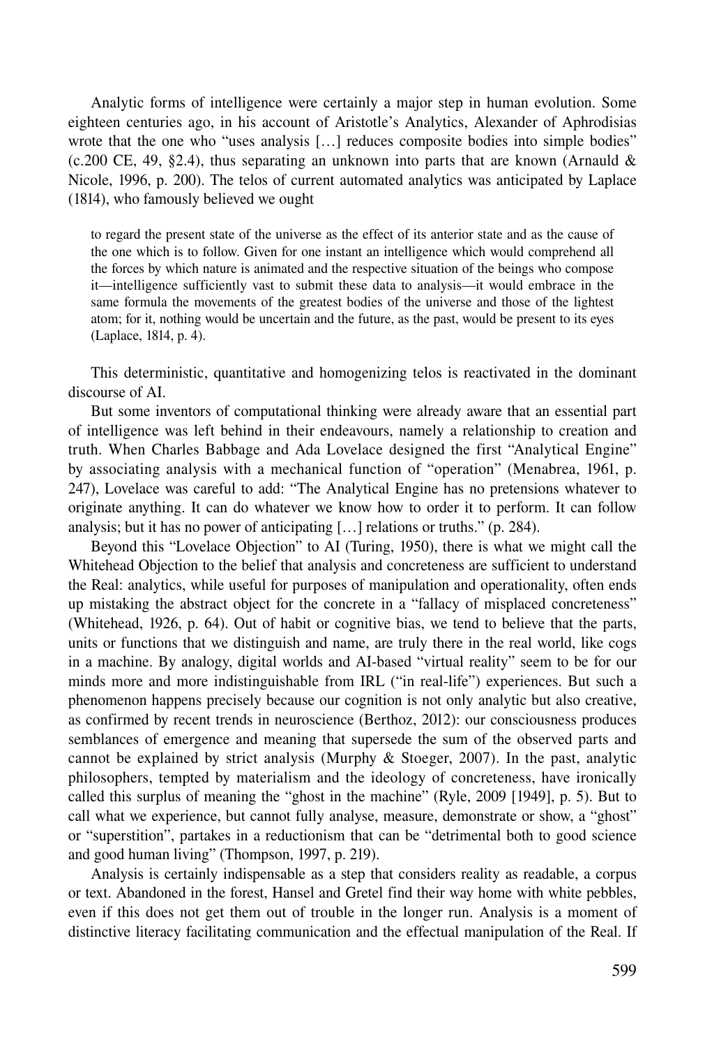Analytic forms of intelligence were certainly a major step in human evolution. Some eighteen centuries ago, in his account of Aristotle's Analytics, Alexander of Aphrodisias wrote that the one who "uses analysis […] reduces composite bodies into simple bodies" (c.200 CE, 49, §2.4), thus separating an unknown into parts that are known (Arnauld & Nicole, 1996, p. 200). The telos of current automated analytics was anticipated by Laplace (1814), who famously believed we ought

> to regard the present state of the universe as the effect of its anterior state and as the cause of the one which is to follow. Given for one instant an intelligence which would comprehend all the forces by which nature is animated and the respective situation of the beings who compose it—intelligence sufficiently vast to submit these data to analysis—it would embrace in the same formula the movements of the greatest bodies of the universe and those of the lightest atom; for it, nothing would be uncertain and the future, as the past, would be present to its eyes (Laplace, 1814, p. 4).

This deterministic, quantitative and homogenizing telos is reactivated in the dominant discourse of AI.

But some inventors of computational thinking were already aware that an essential part of intelligence was left behind in their endeavours, namely a relationship to creation and truth. When Charles Babbage and Ada Lovelace designed the first "Analytical Engine" by associating analysis with a mechanical function of "operation" (Menabrea, 1961, p. 247), Lovelace was careful to add: "The Analytical Engine has no pretensions whatever to originate anything. It can do whatever we know how to order it to perform. It can follow analysis; but it has no power of anticipating […] relations or truths." (p. 284).

Beyond this "Lovelace Objection" to AI (Turing, 1950), there is what we might call the Whitehead Objection to the belief that analysis and concreteness are sufficient to understand the Real: analytics, while useful for purposes of manipulation and operationality, often ends up mistaking the abstract object for the concrete in a "fallacy of misplaced concreteness" (Whitehead, 1926, p. 64). Out of habit or cognitive bias, we tend to believe that the parts, units or functions that we distinguish and name, are truly there in the real world, like cogs in a machine. By analogy, digital worlds and AI-based "virtual reality" seem to be for our minds more and more indistinguishable from IRL ("in real-life") experiences. But such a phenomenon happens precisely because our cognition is not only analytic but also creative, as confirmed by recent trends in neuroscience (Berthoz, 2012): our consciousness produces semblances of emergence and meaning that supersede the sum of the observed parts and cannot be explained by strict analysis (Murphy & Stoeger, 2007). In the past, analytic philosophers, tempted by materialism and the ideology of concreteness, have ironically called this surplus of meaning the "ghost in the machine" (Ryle, 2009 [1949], p. 5). But to call what we experience, but cannot fully analyse, measure, demonstrate or show, a "ghost" or "superstition", partakes in a reductionism that can be "detrimental both to good science and good human living" (Thompson, 1997, p. 219).

Analysis is certainly indispensable as a step that considers reality as readable, a corpus or text. Abandoned in the forest, Hansel and Gretel find their way home with white pebbles, even if this does not get them out of trouble in the longer run. Analysis is a moment of distinctive literacy facilitating communication and the effectual manipulation of the Real. If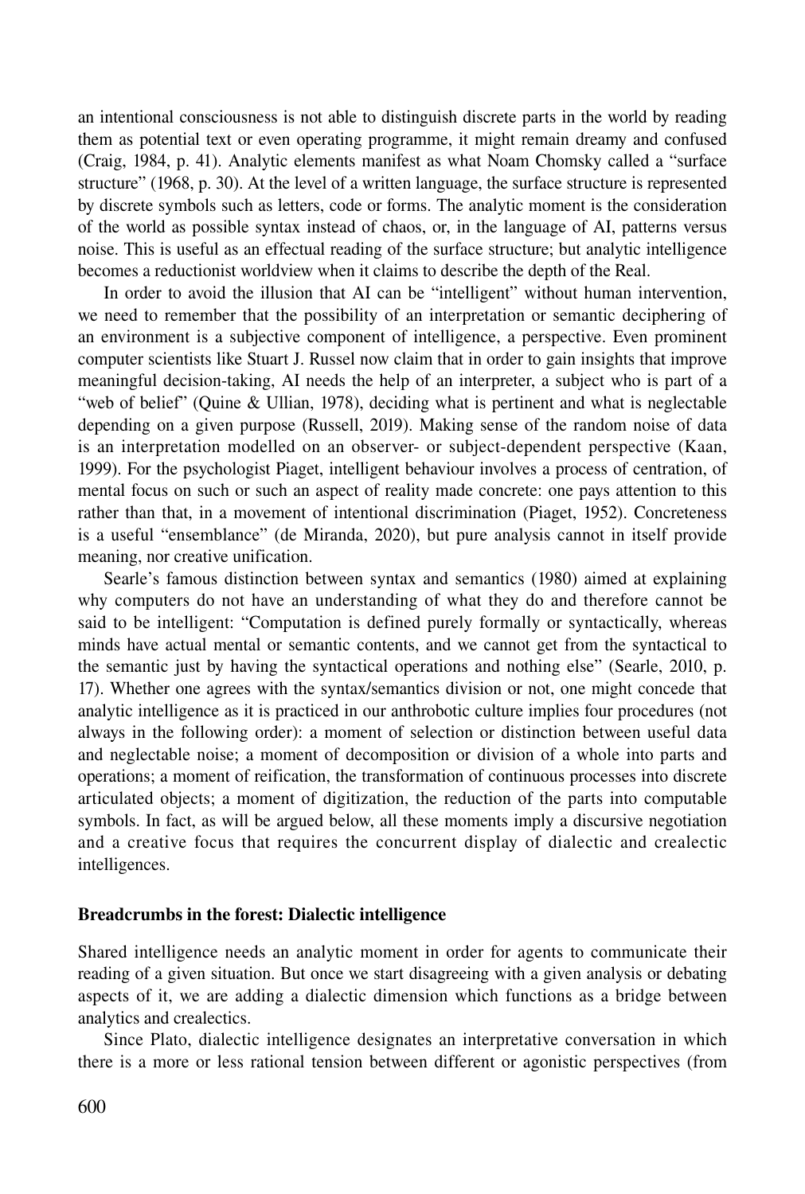an intentional consciousness is not able to distinguish discrete parts in the world by reading them as potential text or even operating programme, it might remain dreamy and confused (Craig, 1984, p. 41). Analytic elements manifest as what Noam Chomsky called a "surface structure" (1968, p. 30). At the level of a written language, the surface structure is represented by discrete symbols such as letters, code or forms. The analytic moment is the consideration of the world as possible syntax instead of chaos, or, in the language of AI, patterns versus noise. This is useful as an effectual reading of the surface structure; but analytic intelligence becomes a reductionist worldview when it claims to describe the depth of the Real.

In order to avoid the illusion that AI can be "intelligent" without human intervention, we need to remember that the possibility of an interpretation or semantic deciphering of an environment is a subjective component of intelligence, a perspective. Even prominent computer scientists like Stuart J. Russel now claim that in order to gain insights that improve meaningful decision-taking, AI needs the help of an interpreter, a subject who is part of a "web of belief" (Quine & Ullian, 1978), deciding what is pertinent and what is neglectable depending on a given purpose (Russell, 2019). Making sense of the random noise of data is an interpretation modelled on an observer- or subject-dependent perspective (Kaan, 1999). For the psychologist Piaget, intelligent behaviour involves a process of centration, of mental focus on such or such an aspect of reality made concrete: one pays attention to this rather than that, in a movement of intentional discrimination (Piaget, 1952). Concreteness is a useful "ensemblance" (de Miranda, 2020), but pure analysis cannot in itself provide meaning, nor creative unification.

Searle's famous distinction between syntax and semantics (1980) aimed at explaining why computers do not have an understanding of what they do and therefore cannot be said to be intelligent: "Computation is defined purely formally or syntactically, whereas minds have actual mental or semantic contents, and we cannot get from the syntactical to the semantic just by having the syntactical operations and nothing else" (Searle, 2010, p. 17). Whether one agrees with the syntax/semantics division or not, one might concede that analytic intelligence as it is practiced in our anthrobotic culture implies four procedures (not always in the following order): a moment of selection or distinction between useful data and neglectable noise; a moment of decomposition or division of a whole into parts and operations; a moment of reification, the transformation of continuous processes into discrete articulated objects; a moment of digitization, the reduction of the parts into computable symbols. In fact, as will be argued below, all these moments imply a discursive negotiation and a creative focus that requires the concurrent display of dialectic and crealectic intelligences.

## Breadcrumbs in the forest: Dialectic intelligence

Shared intelligence needs an analytic moment in order for agents to communicate their reading of a given situation. But once we start disagreeing with a given analysis or debating aspects of it, we are adding a dialectic dimension which functions as a bridge between analytics and crealectics.

Since Plato, dialectic intelligence designates an interpretative conversation in which there is a more or less rational tension between different or agonistic perspectives (from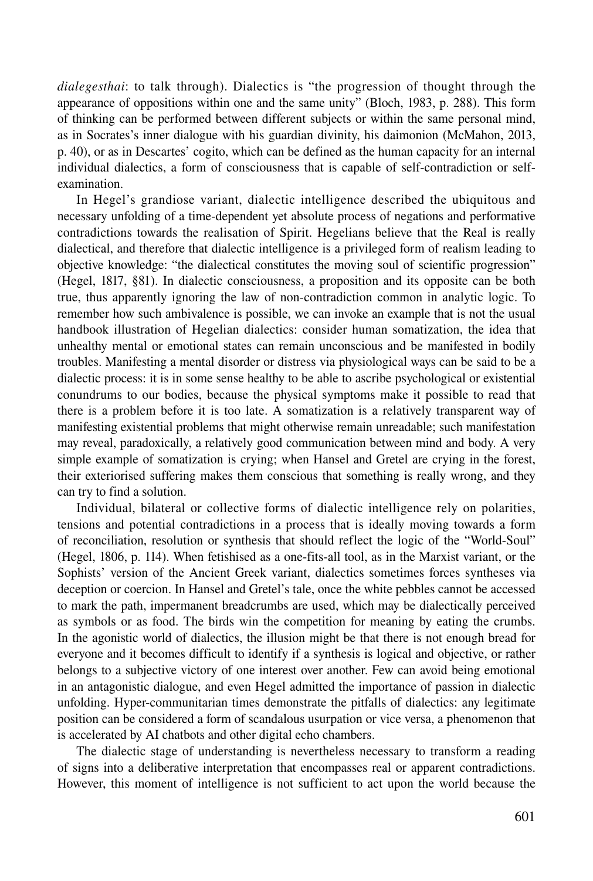*dialegesthai*: to talk through). Dialectics is "the progression of thought through the appearance of oppositions within one and the same unity" (Bloch, 1983, p. 288). This form of thinking can be performed between different subjects or within the same personal mind, as in Socrates's inner dialogue with his guardian divinity, his daimonion (McMahon, 2013, p. 40), or as in Descartes' cogito, which can be defined as the human capacity for an internal individual dialectics, a form of consciousness that is capable of self-contradiction or self-examination.

In Hegel's grandiose variant, dialectic intelligence described the ubiquitous and necessary unfolding of a time-dependent yet absolute process of negations and performative contradictions towards the realisation of Spirit. Hegelians believe that the Real is really dialectical, and therefore that dialectic intelligence is a privileged form of realism leading to objective knowledge: "the dialectical constitutes the moving soul of scientific progression" (Hegel, 1817, §81). In dialectic consciousness, a proposition and its opposite can be both true, thus apparently ignoring the law of non-contradiction common in analytic logic. To remember how such ambivalence is possible, we can invoke an example that is not the usual handbook illustration of Hegelian dialectics: consider human somatization, the idea that unhealthy mental or emotional states can remain unconscious and be manifested in bodily troubles. Manifesting a mental disorder or distress via physiological ways can be said to be a dialectic process: it is in some sense healthy to be able to ascribe psychological or existential conundrums to our bodies, because the physical symptoms make it possible to read that there is a problem before it is too late. A somatization is a relatively transparent way of manifesting existential problems that might otherwise remain unreadable; such manifestation may reveal, paradoxically, a relatively good communication between mind and body. A very simple example of somatization is crying; when Hansel and Gretel are crying in the forest, their exteriorised suffering makes them conscious that something is really wrong, and they can try to find a solution.

Individual, bilateral or collective forms of dialectic intelligence rely on polarities, tensions and potential contradictions in a process that is ideally moving towards a form of reconciliation, resolution or synthesis that should reflect the logic of the "World-Soul" (Hegel, 1806, p. 114). When fetishised as a one-fits-all tool, as in the Marxist variant, or the Sophists' version of the Ancient Greek variant, dialectics sometimes forces syntheses via deception or coercion. In Hansel and Gretel's tale, once the white pebbles cannot be accessed to mark the path, impermanent breadcrumbs are used, which may be dialectically perceived as symbols or as food. The birds win the competition for meaning by eating the crumbs. In the agonistic world of dialectics, the illusion might be that there is not enough bread for everyone and it becomes difficult to identify if a synthesis is logical and objective, or rather belongs to a subjective victory of one interest over another. Few can avoid being emotional in an antagonistic dialogue, and even Hegel admitted the importance of passion in dialectic unfolding. Hyper-communitarian times demonstrate the pitfalls of dialectics: any legitimate position can be considered a form of scandalous usurpation or vice versa, a phenomenon that is accelerated by AI chatbots and other digital echo chambers.

The dialectic stage of understanding is nevertheless necessary to transform a reading of signs into a deliberative interpretation that encompasses real or apparent contradictions. However, this moment of intelligence is not sufficient to act upon the world because the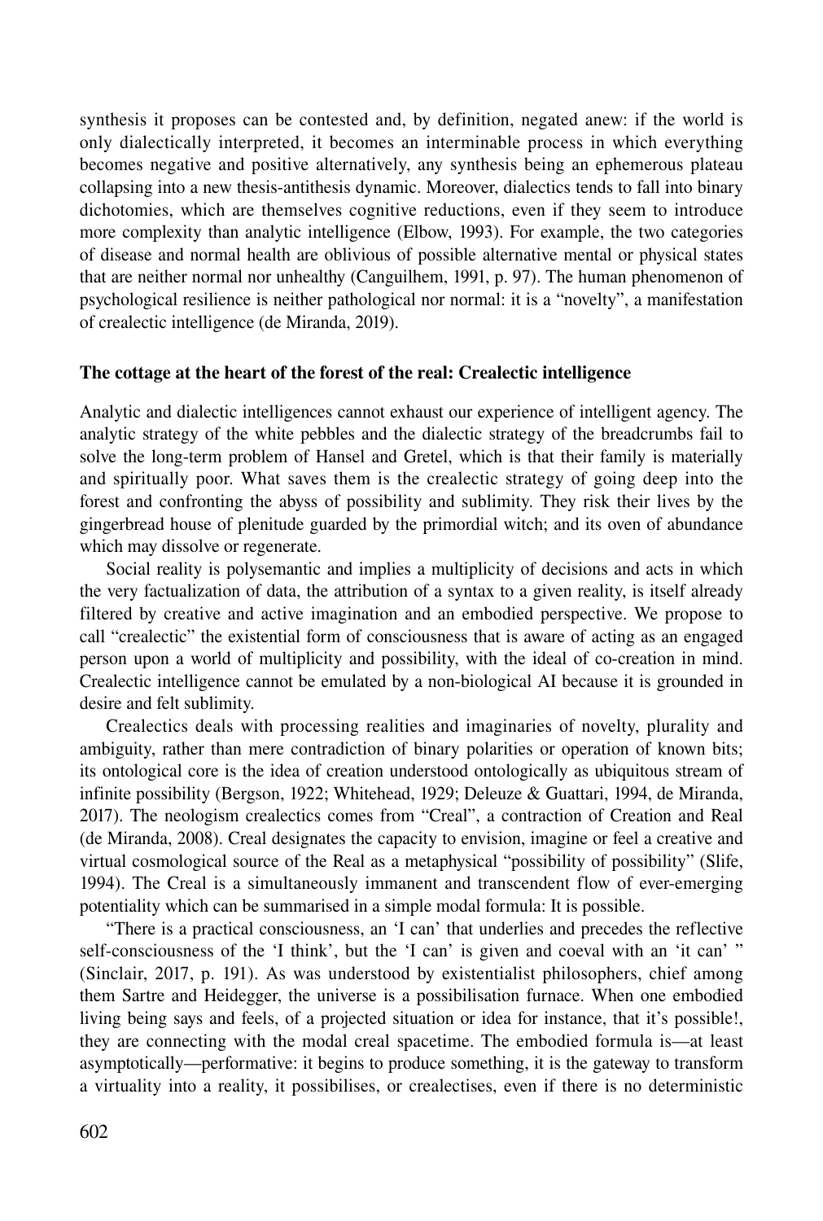synthesis it proposes can be contested and, by definition, negated anew: if the world is only dialectically interpreted, it becomes an interminable process in which everything becomes negative and positive alternatively, any synthesis being an ephemerous plateau collapsing into a new thesis-antithesis dynamic. Moreover, dialectics tends to fall into binary dichotomies, which are themselves cognitive reductions, even if they seem to introduce more complexity than analytic intelligence (Elbow, 1993). For example, the two categories of disease and normal health are oblivious of possible alternative mental or physical states that are neither normal nor unhealthy (Canguilhem, 1991, p. 97). The human phenomenon of psychological resilience is neither pathological nor normal: it is a "novelty", a manifestation of crealectic intelligence (de Miranda, 2019).

## The cottage at the heart of the forest of the real: Crealectic intelligence

Analytic and dialectic intelligences cannot exhaust our experience of intelligent agency. The analytic strategy of the white pebbles and the dialectic strategy of the breadcrumbs fail to solve the long-term problem of Hansel and Gretel, which is that their family is materially and spiritually poor. What saves them is the crealectic strategy of going deep into the forest and confronting the abyss of possibility and sublimity. They risk their lives by the gingerbread house of plenitude guarded by the primordial witch; and its oven of abundance which may dissolve or regenerate.

Social reality is polysemantic and implies a multiplicity of decisions and acts in which the very factualization of data, the attribution of a syntax to a given reality, is itself already filtered by creative and active imagination and an embodied perspective. We propose to call "crealectic" the existential form of consciousness that is aware of acting as an engaged person upon a world of multiplicity and possibility, with the ideal of co-creation in mind. Crealectic intelligence cannot be emulated by a non-biological AI because it is grounded in desire and felt sublimity.

Crealectics deals with processing realities and imaginaries of novelty, plurality and ambiguity, rather than mere contradiction of binary polarities or operation of known bits; its ontological core is the idea of creation understood ontologically as ubiquitous stream of infinite possibility (Bergson, 1922; Whitehead, 1929; Deleuze & Guattari, 1994, de Miranda, 2017). The neologism crealectics comes from "Creal", a contraction of Creation and Real (de Miranda, 2008). Creal designates the capacity to envision, imagine or feel a creative and virtual cosmological source of the Real as a metaphysical "possibility of possibility" (Slife, 1994). The Creal is a simultaneously immanent and transcendent flow of ever-emerging potentiality which can be summarised in a simple modal formula: It is possible.

"There is a practical consciousness, an 'I can' that underlies and precedes the reflective self-consciousness of the 'I think', but the 'I can' is given and coeval with an 'it can' " (Sinclair, 2017, p. 191). As was understood by existentialist philosophers, chief among them Sartre and Heidegger, the universe is a possibilisation furnace. When one embodied living being says and feels, of a projected situation or idea for instance, that it's possible!, they are connecting with the modal creal spacetime. The embodied formula is—at least asymptotically—performative: it begins to produce something, it is the gateway to transform a virtuality into a reality, it possibilises, or crealectises, even if there is no deterministic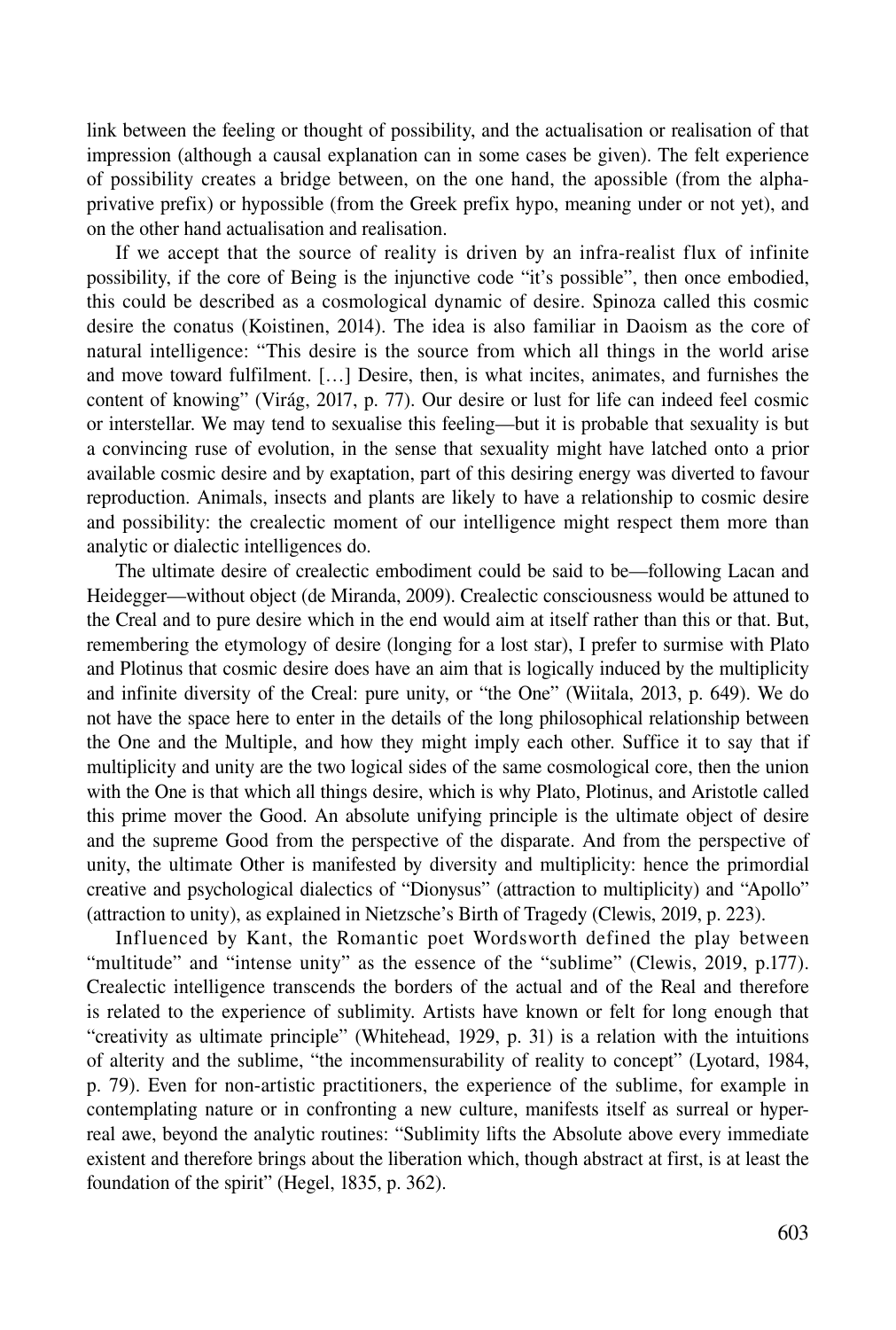link between the feeling or thought of possibility, and the actualisation or realisation of that impression (although a causal explanation can in some cases be given). The felt experience of possibility creates a bridge between, on the one hand, the apossible (from the alpha-privative prefix) or hypossible (from the Greek prefix hypo, meaning under or not yet), and on the other hand actualisation and realisation.

If we accept that the source of reality is driven by an infra-realist flux of infinite possibility, if the core of Being is the injunctive code "it's possible", then once embodied, this could be described as a cosmological dynamic of desire. Spinoza called this cosmic desire the conatus (Koistinen, 2014). The idea is also familiar in Daoism as the core of natural intelligence: "This desire is the source from which all things in the world arise and move toward fulfilment. […] Desire, then, is what incites, animates, and furnishes the content of knowing" (Virág, 2017, p. 77). Our desire or lust for life can indeed feel cosmic or interstellar. We may tend to sexualise this feeling—but it is probable that sexuality is but a convincing ruse of evolution, in the sense that sexuality might have latched onto a prior available cosmic desire and by exaptation, part of this desiring energy was diverted to favour reproduction. Animals, insects and plants are likely to have a relationship to cosmic desire and possibility: the crealectic moment of our intelligence might respect them more than analytic or dialectic intelligences do.

The ultimate desire of crealectic embodiment could be said to be—following Lacan and Heidegger—without object (de Miranda, 2009). Crealectic consciousness would be attuned to the Creal and to pure desire which in the end would aim at itself rather than this or that. But, remembering the etymology of desire (longing for a lost star), I prefer to surmise with Plato and Plotinus that cosmic desire does have an aim that is logically induced by the multiplicity and infinite diversity of the Creal: pure unity, or "the One" (Wiitala, 2013, p. 649). We do not have the space here to enter in the details of the long philosophical relationship between the One and the Multiple, and how they might imply each other. Suffice it to say that if multiplicity and unity are the two logical sides of the same cosmological core, then the union with the One is that which all things desire, which is why Plato, Plotinus, and Aristotle called this prime mover the Good. An absolute unifying principle is the ultimate object of desire and the supreme Good from the perspective of the disparate. And from the perspective of unity, the ultimate Other is manifested by diversity and multiplicity: hence the primordial creative and psychological dialectics of "Dionysus" (attraction to multiplicity) and "Apollo" (attraction to unity), as explained in Nietzsche's Birth of Tragedy (Clewis, 2019, p. 223).

Influenced by Kant, the Romantic poet Wordsworth defined the play between "multitude" and "intense unity" as the essence of the "sublime" (Clewis, 2019, p.177). Crealectic intelligence transcends the borders of the actual and of the Real and therefore is related to the experience of sublimity. Artists have known or felt for long enough that "creativity as ultimate principle" (Whitehead, 1929, p. 31) is a relation with the intuitions of alterity and the sublime, "the incommensurability of reality to concept" (Lyotard, 1984, p. 79). Even for non-artistic practitioners, the experience of the sublime, for example in contemplating nature or in confronting a new culture, manifests itself as surreal or hyper-real awe, beyond the analytic routines: "Sublimity lifts the Absolute above every immediate existent and therefore brings about the liberation which, though abstract at first, is at least the foundation of the spirit" (Hegel, 1835, p. 362).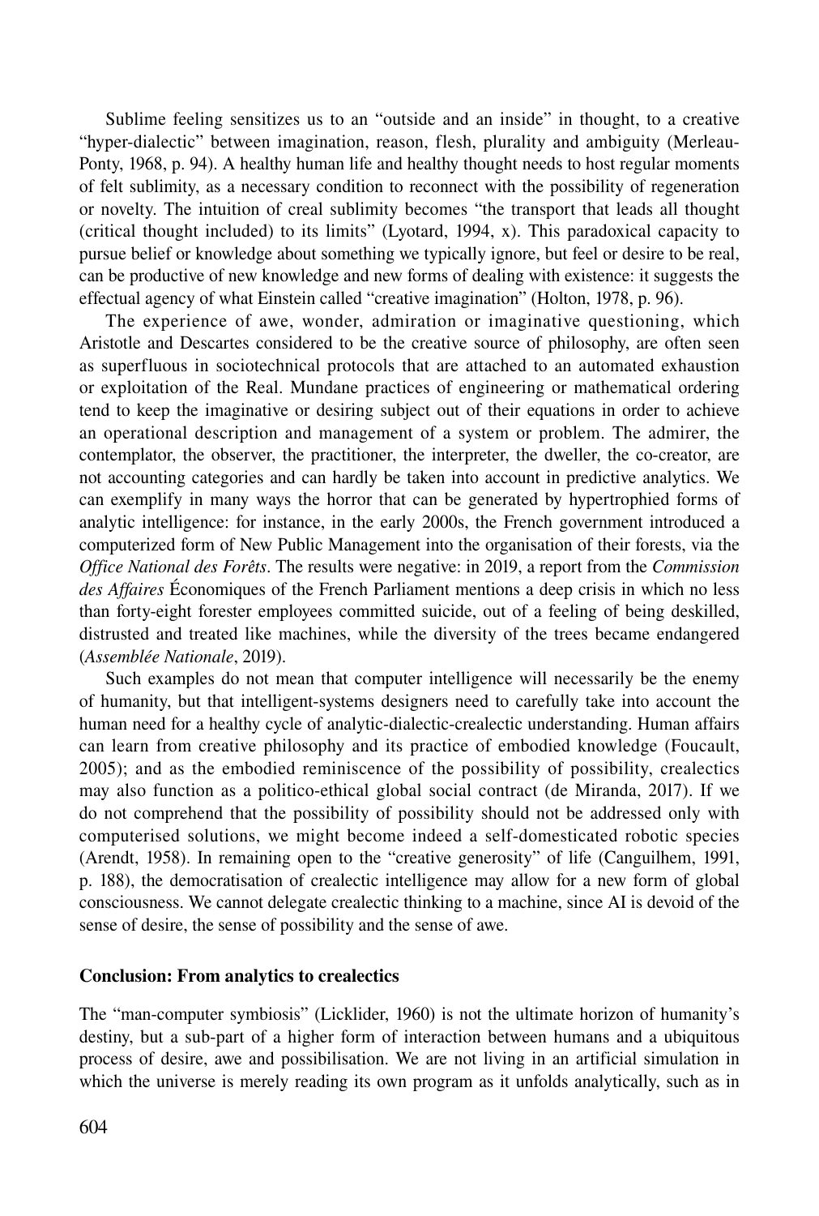Sublime feeling sensitizes us to an "outside and an inside" in thought, to a creative "hyper-dialectic" between imagination, reason, flesh, plurality and ambiguity (Merleau-Ponty, 1968, p. 94). A healthy human life and healthy thought needs to host regular moments of felt sublimity, as a necessary condition to reconnect with the possibility of regeneration or novelty. The intuition of creal sublimity becomes "the transport that leads all thought (critical thought included) to its limits" (Lyotard, 1994, x). This paradoxical capacity to pursue belief or knowledge about something we typically ignore, but feel or desire to be real, can be productive of new knowledge and new forms of dealing with existence: it suggests the effectual agency of what Einstein called "creative imagination" (Holton, 1978, p. 96).

The experience of awe, wonder, admiration or imaginative questioning, which Aristotle and Descartes considered to be the creative source of philosophy, are often seen as superfluous in sociotechnical protocols that are attached to an automated exhaustion or exploitation of the Real. Mundane practices of engineering or mathematical ordering tend to keep the imaginative or desiring subject out of their equations in order to achieve an operational description and management of a system or problem. The admirer, the contemplator, the observer, the practitioner, the interpreter, the dweller, the co-creator, are not accounting categories and can hardly be taken into account in predictive analytics. We can exemplify in many ways the horror that can be generated by hypertrophied forms of analytic intelligence: for instance, in the early 2000s, the French government introduced a computerized form of New Public Management into the organisation of their forests, via the *Office National des Forêts*. The results were negative: in 2019, a report from the *Commission des Affaires* Économiques of the French Parliament mentions a deep crisis in which no less than forty-eight forester employees committed suicide, out of a feeling of being deskilled, distrusted and treated like machines, while the diversity of the trees became endangered (*Assemblée Nationale*, 2019).

Such examples do not mean that computer intelligence will necessarily be the enemy of humanity, but that intelligent-systems designers need to carefully take into account the human need for a healthy cycle of analytic-dialectic-crealectic understanding. Human affairs can learn from creative philosophy and its practice of embodied knowledge (Foucault, 2005); and as the embodied reminiscence of the possibility of possibility, crealectics may also function as a politico-ethical global social contract (de Miranda, 2017). If we do not comprehend that the possibility of possibility should not be addressed only with computerised solutions, we might become indeed a self-domesticated robotic species (Arendt, 1958). In remaining open to the "creative generosity" of life (Canguilhem, 1991, p. 188), the democratisation of crealectic intelligence may allow for a new form of global consciousness. We cannot delegate crealectic thinking to a machine, since AI is devoid of the sense of desire, the sense of possibility and the sense of awe.

## Conclusion: From analytics to crealectics

The "man-computer symbiosis" (Licklider, 1960) is not the ultimate horizon of humanity's destiny, but a sub-part of a higher form of interaction between humans and a ubiquitous process of desire, awe and possibilisation. We are not living in an artificial simulation in which the universe is merely reading its own program as it unfolds analytically, such as in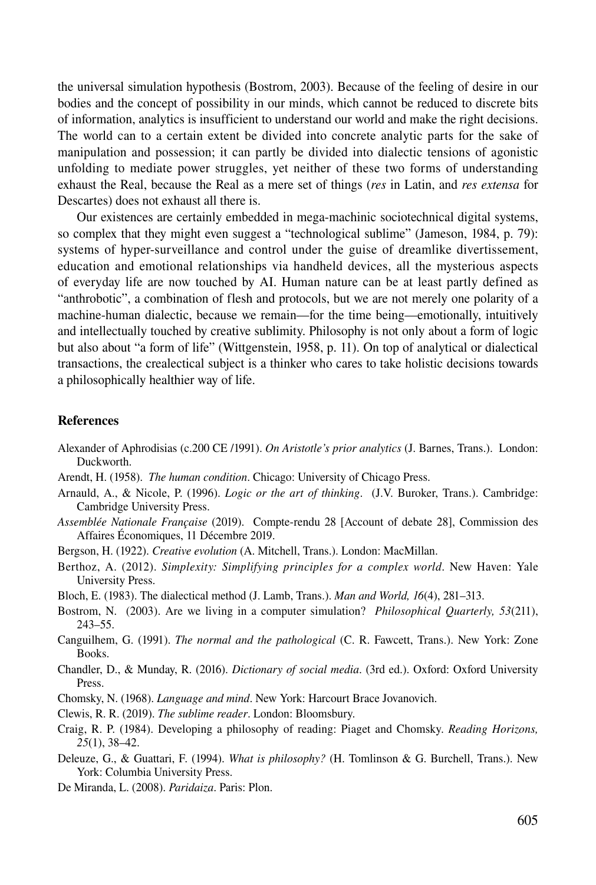the universal simulation hypothesis (Bostrom, 2003). Because of the feeling of desire in our bodies and the concept of possibility in our minds, which cannot be reduced to discrete bits of information, analytics is insufficient to understand our world and make the right decisions. The world can to a certain extent be divided into concrete analytic parts for the sake of manipulation and possession; it can partly be divided into dialectic tensions of agonistic unfolding to mediate power struggles, yet neither of these two forms of understanding exhaust the Real, because the Real as a mere set of things (*res* in Latin, and *res extensa* for Descartes) does not exhaust all there is.

Our existences are certainly embedded in mega-machinic sociotechnical digital systems, so complex that they might even suggest a "technological sublime" (Jameson, 1984, p. 79): systems of hyper-surveillance and control under the guise of dreamlike divertissement, education and emotional relationships via handheld devices, all the mysterious aspects of everyday life are now touched by AI. Human nature can be at least partly defined as "anthrobotic", a combination of flesh and protocols, but we are not merely one polarity of a machine-human dialectic, because we remain—for the time being—emotionally, intuitively and intellectually touched by creative sublimity. Philosophy is not only about a form of logic but also about "a form of life" (Wittgenstein, 1958, p. 11). On top of analytical or dialectical transactions, the crealectical subject is a thinker who cares to take holistic decisions towards a philosophically healthier way of life.

## References

Alexander of Aphrodisias (c.200 CE /1991). *On Aristotle's prior analytics* (J. Barnes, Trans.). London: Duckworth.

Arendt, H. (1958). *The human condition*. Chicago: University of Chicago Press.

Arnauld, A., & Nicole, P. (1996). *Logic or the art of thinking*. (J.V. Buroker, Trans.). Cambridge: Cambridge University Press.

*Assemblée Nationale Française* (2019). Compte-rendu 28 [Account of debate 28], Commission des Affaires Économiques, 11 Décembre 2019.

Bergson, H. (1922). *Creative evolution* (A. Mitchell, Trans.). London: MacMillan.

Berthoz, A. (2012). *Simplexity: Simplifying principles for a complex world*. New Haven: Yale University Press.

Bloch, E. (1983). The dialectical method (J. Lamb, Trans.). *Man and World, 16*(4), 281–313.

Bostrom, N. (2003). Are we living in a computer simulation? *Philosophical Quarterly, 53*(211), 243–55.

Canguilhem, G. (1991). *The normal and the pathological* (C. R. Fawcett, Trans.). New York: Zone Books.

Chandler, D., & Munday, R. (2016). *Dictionary of social media*. (3rd ed.). Oxford: Oxford University Press.

Chomsky, N. (1968). *Language and mind*. New York: Harcourt Brace Jovanovich.

Clewis, R. R. (2019). *The sublime reader*. London: Bloomsbury.

Craig, R. P. (1984). Developing a philosophy of reading: Piaget and Chomsky. *Reading Horizons, 25*(1), 38–42.

Deleuze, G., & Guattari, F. (1994). *What is philosophy?* (H. Tomlinson & G. Burchell, Trans.). New York: Columbia University Press.

De Miranda, L. (2008). *Paridaiza*. Paris: Plon.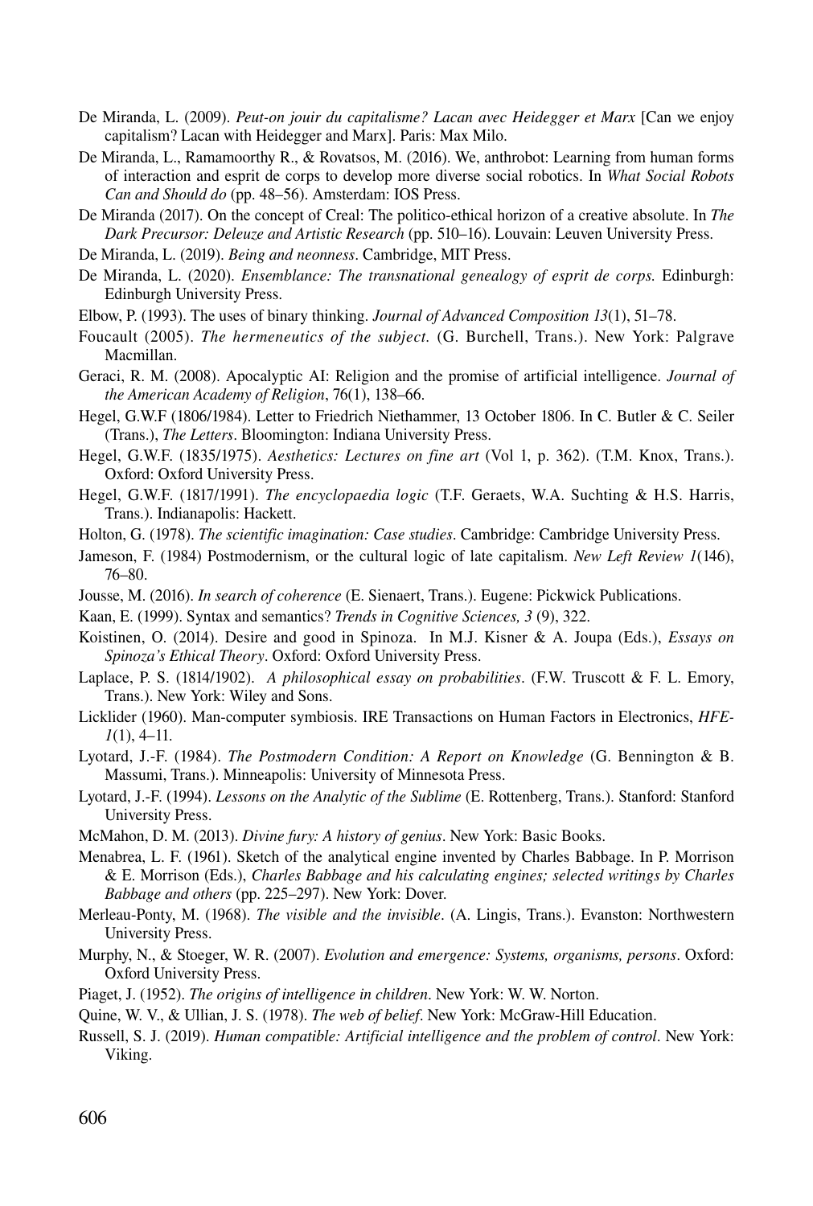De Miranda, L. (2009). *Peut-on jouir du capitalisme? Lacan avec Heidegger et Marx* [Can we enjoy capitalism? Lacan with Heidegger and Marx]. Paris: Max Milo.

De Miranda, L., Ramamoorthy R., & Rovatsos, M. (2016). We, anthrobot: Learning from human forms of interaction and esprit de corps to develop more diverse social robotics. In *What Social Robots Can and Should do* (pp. 48–56). Amsterdam: IOS Press.

De Miranda (2017). On the concept of Creal: The politico-ethical horizon of a creative absolute. In *The Dark Precursor: Deleuze and Artistic Research* (pp. 510–16). Louvain: Leuven University Press.

De Miranda, L. (2019). *Being and neonness*. Cambridge, MIT Press.

De Miranda, L. (2020). *Ensemblance: The transnational genealogy of esprit de corps.* Edinburgh: Edinburgh University Press.

Elbow, P. (1993). The uses of binary thinking. *Journal of Advanced Composition 13*(1), 51–78.

Foucault (2005). *The hermeneutics of the subject*. (G. Burchell, Trans.). New York: Palgrave Macmillan.

Geraci, R. M. (2008). Apocalyptic AI: Religion and the promise of artificial intelligence. *Journal of the American Academy of Religion*, 76(1), 138–66.

Hegel, G.W.F (1806/1984). Letter to Friedrich Niethammer, 13 October 1806. In C. Butler & C. Seiler (Trans.), *The Letters*. Bloomington: Indiana University Press.

Hegel, G.W.F. (1835/1975). *Aesthetics: Lectures on fine art* (Vol 1, p. 362). (T.M. Knox, Trans.). Oxford: Oxford University Press.

Hegel, G.W.F. (1817/1991). *The encyclopaedia logic* (T.F. Geraets, W.A. Suchting & H.S. Harris, Trans.). Indianapolis: Hackett.

Holton, G. (1978). *The scientific imagination: Case studies*. Cambridge: Cambridge University Press.

Jameson, F. (1984) Postmodernism, or the cultural logic of late capitalism. *New Left Review 1*(146), 76–80.

Jousse, M. (2016). *In search of coherence* (E. Sienaert, Trans.). Eugene: Pickwick Publications.

Kaan, E. (1999). Syntax and semantics? *Trends in Cognitive Sciences, 3* (9), 322.

Koistinen, O. (2014). Desire and good in Spinoza. In M.J. Kisner & A. Joupa (Eds.), *Essays on Spinoza's Ethical Theory*. Oxford: Oxford University Press.

Laplace, P. S. (1814/1902). *A philosophical essay on probabilities*. (F.W. Truscott & F. L. Emory, Trans.). New York: Wiley and Sons.

Licklider (1960). Man-computer symbiosis. IRE Transactions on Human Factors in Electronics, *HFE-1*(1), 4–11.

Lyotard, J.-F. (1984). *The Postmodern Condition: A Report on Knowledge* (G. Bennington & B. Massumi, Trans.). Minneapolis: University of Minnesota Press.

Lyotard, J.-F. (1994). *Lessons on the Analytic of the Sublime* (E. Rottenberg, Trans.). Stanford: Stanford University Press.

McMahon, D. M. (2013). *Divine fury: A history of genius*. New York: Basic Books.

Menabrea, L. F. (1961). Sketch of the analytical engine invented by Charles Babbage. In P. Morrison & E. Morrison (Eds.), *Charles Babbage and his calculating engines; selected writings by Charles Babbage and others* (pp. 225–297). New York: Dover.

Merleau-Ponty, M. (1968). *The visible and the invisible*. (A. Lingis, Trans.). Evanston: Northwestern University Press.

Murphy, N., & Stoeger, W. R. (2007). *Evolution and emergence: Systems, organisms, persons*. Oxford: Oxford University Press.

Piaget, J. (1952). *The origins of intelligence in children*. New York: W. W. Norton.

Quine, W. V., & Ullian, J. S. (1978). *The web of belief*. New York: McGraw-Hill Education.

Russell, S. J. (2019). *Human compatible: Artificial intelligence and the problem of control*. New York: Viking.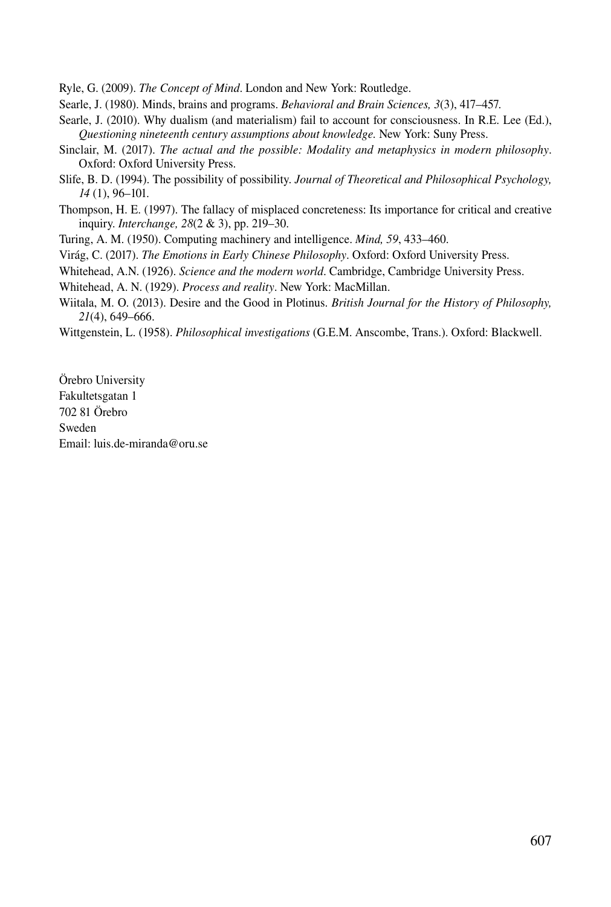Ryle, G. (2009). *The Concept of Mind*. London and New York: Routledge.

Searle, J. (1980). Minds, brains and programs. *Behavioral and Brain Sciences, 3*(3), 417–457.

Searle, J. (2010). Why dualism (and materialism) fail to account for consciousness. In R.E. Lee (Ed.), *Questioning nineteenth century assumptions about knowledge*. New York: Suny Press.

Sinclair, M. (2017). *The actual and the possible: Modality and metaphysics in modern philosophy*. Oxford: Oxford University Press.

Slife, B. D. (1994). The possibility of possibility. *Journal of Theoretical and Philosophical Psychology, 14* (1), 96–101.

Thompson, H. E. (1997). The fallacy of misplaced concreteness: Its importance for critical and creative inquiry. *Interchange, 28*(2 & 3), pp. 219–30.

Turing, A. M. (1950). Computing machinery and intelligence. *Mind, 59*, 433–460.

Virág, C. (2017). *The Emotions in Early Chinese Philosophy*. Oxford: Oxford University Press.

Whitehead, A.N. (1926). *Science and the modern world*. Cambridge, Cambridge University Press.

Whitehead, A. N. (1929). *Process and reality*. New York: MacMillan.

Wiitala, M. O. (2013). Desire and the Good in Plotinus. *British Journal for the History of Philosophy, 21*(4), 649–666.

Wittgenstein, L. (1958). *Philosophical investigations* (G.E.M. Anscombe, Trans.). Oxford: Blackwell.

Örebro University
Fakultetsgatan 1
702 81 Örebro
Sweden
Email: luis.de-miranda@oru.se